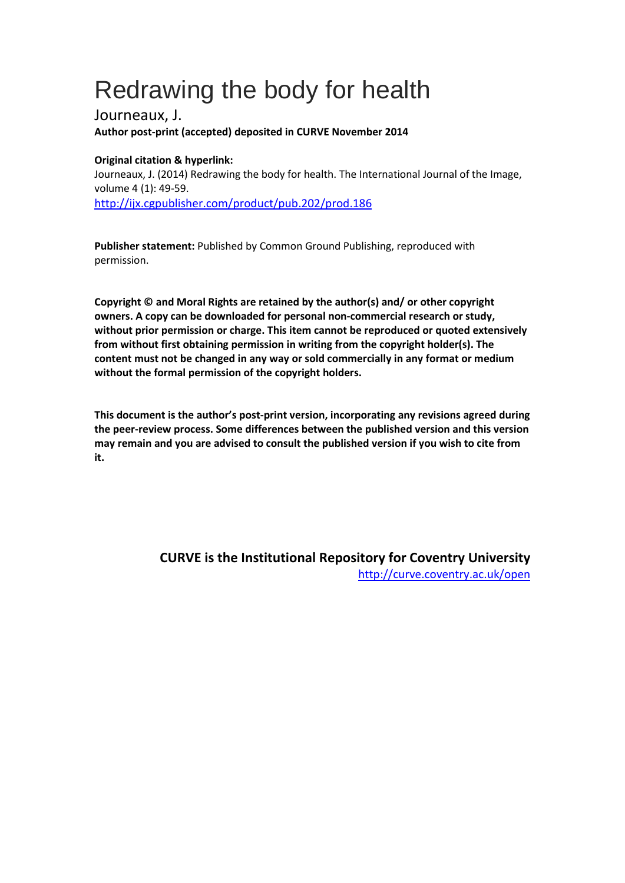# Redrawing the body for health

Journeaux, J.

**Author post-print (accepted) deposited in CURVE November 2014**

**Original citation & hyperlink:**

Journeaux, J. (2014) Redrawing the body for health. The International Journal of the Image, volume 4 (1): 49-59.

http://ijx.cgpublisher.com/product/pub.202/prod.186

**Publisher statement:** Published by Common Ground Publishing, reproduced with permission.

**Copyright © and Moral Rights are retained by the author(s) and/ or other copyright owners. A copy can be downloaded for personal non-commercial research or study, without prior permission or charge. This item cannot be reproduced or quoted extensively from without first obtaining permission in writing from the copyright holder(s). The content must not be changed in any way or sold commercially in any format or medium without the formal permission of the copyright holders.**

**This document is the author's post-print version, incorporating any revisions agreed during the peer-review process. Some differences between the published version and this version may remain and you are advised to consult the published version if you wish to cite from it.**

**CURVE is the Institutional Repository for Coventry University**

http://curve.coventry.ac.uk/open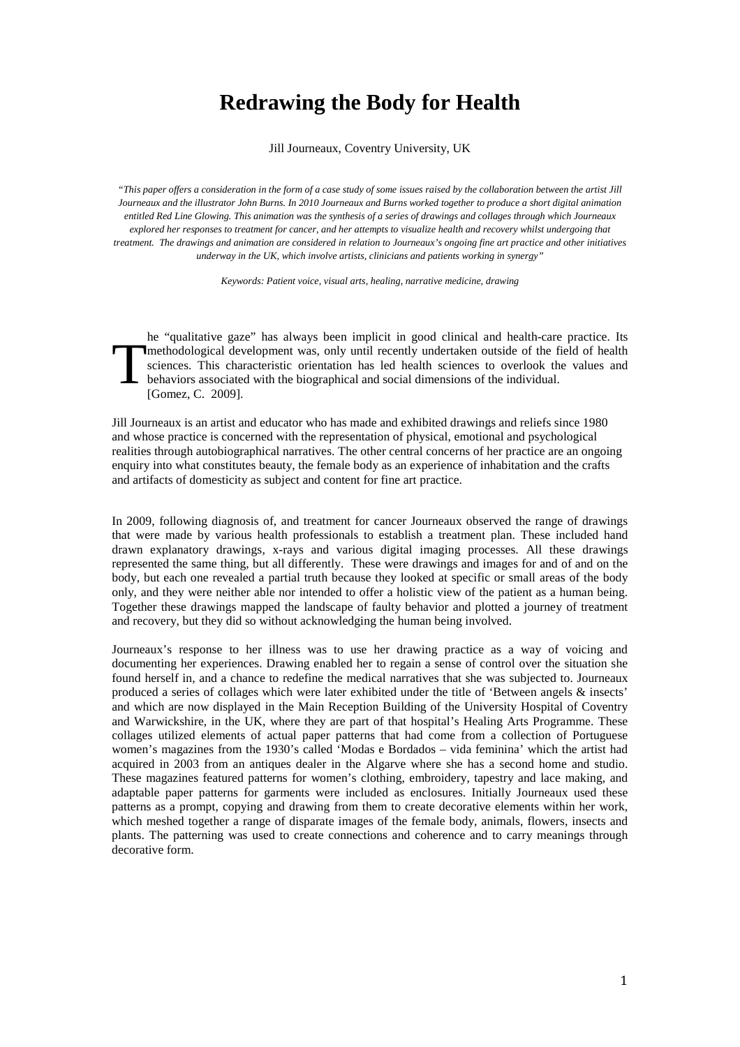# Redrawing the Body for Health

Jill Journeaux, Coventry University, UK

*"This paper offers a consideration in the form of a case study of some issues raised by the collaboration between the artist Jill Journeaux and the illustrator John Burns. In 2010 Journeaux and Burns worked together to produce a short digital animation entitled Red Line Glowing. This animation was the synthesis of a series of drawings and collages through which Journeaux explored her responses to treatment for cancer, and her attempts to visualize health and recovery whilst undergoing that treatment. The drawings and animation are considered in relation to Journeaux's ongoing fine art practice and other initiatives underway in the UK, which involve artists, clinicians and patients working in synergy"*

*Keywords: Patient voice, visual arts, healing, narrative medicine, drawing*

The "qualitative gaze" has always been implicit in good clinical and health-care practice. Its methodological development was, only until recently undertaken outside of the field of health sciences. This characteristic orientation has led health sciences to overlook the values and behaviors associated with the biographical and social dimensions of the individual. [Gomez, C. 2009].

Jill Journeaux is an artist and educator who has made and exhibited drawings and reliefs since 1980 and whose practice is concerned with the representation of physical, emotional and psychological realities through autobiographical narratives. The other central concerns of her practice are an ongoing enquiry into what constitutes beauty, the female body as an experience of inhabitation and the crafts and artifacts of domesticity as subject and content for fine art practice.

In 2009, following diagnosis of, and treatment for cancer Journeaux observed the range of drawings that were made by various health professionals to establish a treatment plan. These included hand drawn explanatory drawings, x-rays and various digital imaging processes. All these drawings represented the same thing, but all differently. These were drawings and images for and of and on the body, but each one revealed a partial truth because they looked at specific or small areas of the body only, and they were neither able nor intended to offer a holistic view of the patient as a human being. Together these drawings mapped the landscape of faulty behavior and plotted a journey of treatment and recovery, but they did so without acknowledging the human being involved.

Journeaux's response to her illness was to use her drawing practice as a way of voicing and documenting her experiences. Drawing enabled her to regain a sense of control over the situation she found herself in, and a chance to redefine the medical narratives that she was subjected to. Journeaux produced a series of collages which were later exhibited under the title of 'Between angels & insects' and which are now displayed in the Main Reception Building of the University Hospital of Coventry and Warwickshire, in the UK, where they are part of that hospital's Healing Arts Programme. These collages utilized elements of actual paper patterns that had come from a collection of Portuguese women's magazines from the 1930's called 'Modas e Bordados – vida feminina' which the artist had acquired in 2003 from an antiques dealer in the Algarve where she has a second home and studio. These magazines featured patterns for women's clothing, embroidery, tapestry and lace making, and adaptable paper patterns for garments were included as enclosures. Initially Journeaux used these patterns as a prompt, copying and drawing from them to create decorative elements within her work, which meshed together a range of disparate images of the female body, animals, flowers, insects and plants. The patterning was used to create connections and coherence and to carry meanings through decorative form.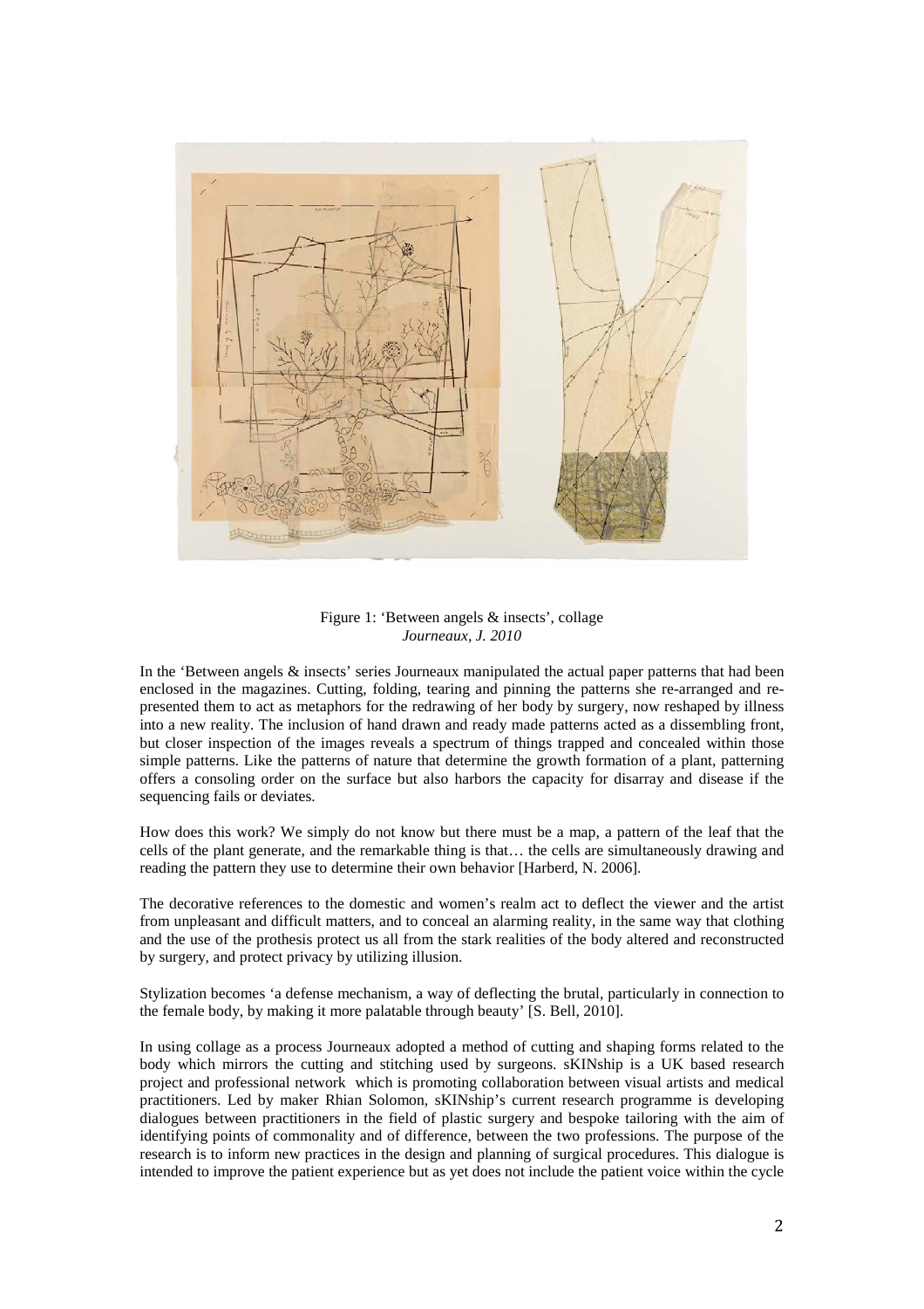Figure 1: 'Between angels & insects', collage
*Journeaux, J. 2010*

In the 'Between angels & insects' series Journeaux manipulated the actual paper patterns that had been enclosed in the magazines. Cutting, folding, tearing and pinning the patterns she re-arranged and re-presented them to act as metaphors for the redrawing of her body by surgery, now reshaped by illness into a new reality. The inclusion of hand drawn and ready made patterns acted as a dissembling front, but closer inspection of the images reveals a spectrum of things trapped and concealed within those simple patterns. Like the patterns of nature that determine the growth formation of a plant, patterning offers a consoling order on the surface but also harbors the capacity for disarray and disease if the sequencing fails or deviates.

How does this work? We simply do not know but there must be a map, a pattern of the leaf that the cells of the plant generate, and the remarkable thing is that… the cells are simultaneously drawing and reading the pattern they use to determine their own behavior [Harberd, N. 2006].

The decorative references to the domestic and women's realm act to deflect the viewer and the artist from unpleasant and difficult matters, and to conceal an alarming reality, in the same way that clothing and the use of the prothesis protect us all from the stark realities of the body altered and reconstructed by surgery, and protect privacy by utilizing illusion.

Stylization becomes 'a defense mechanism, a way of deflecting the brutal, particularly in connection to the female body, by making it more palatable through beauty' [S. Bell, 2010].

In using collage as a process Journeaux adopted a method of cutting and shaping forms related to the body which mirrors the cutting and stitching used by surgeons. sKINship is a UK based research project and professional network which is promoting collaboration between visual artists and medical practitioners. Led by maker Rhian Solomon, sKINship's current research programme is developing dialogues between practitioners in the field of plastic surgery and bespoke tailoring with the aim of identifying points of commonality and of difference, between the two professions. The purpose of the research is to inform new practices in the design and planning of surgical procedures. This dialogue is intended to improve the patient experience but as yet does not include the patient voice within the cycle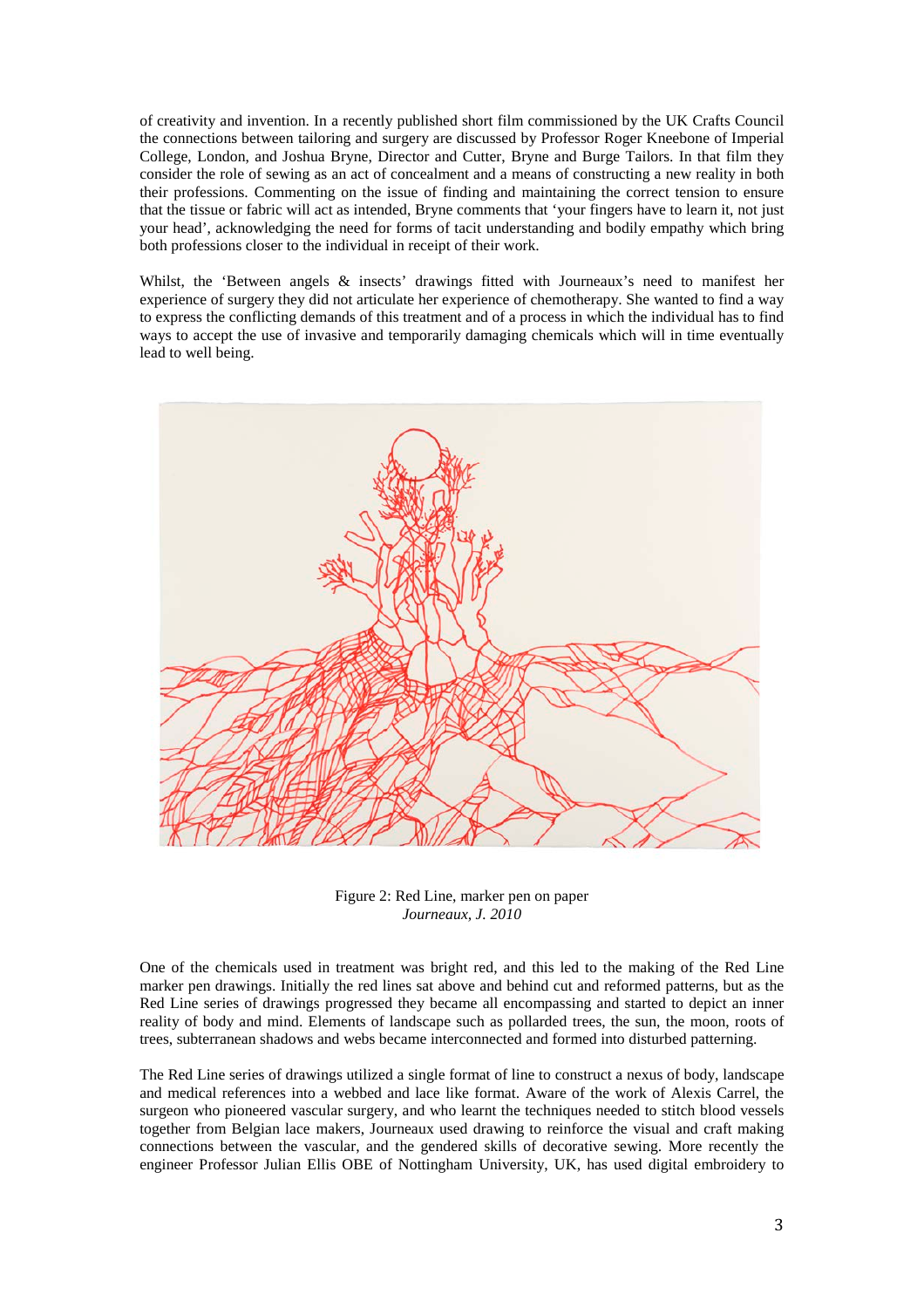of creativity and invention. In a recently published short film commissioned by the UK Crafts Council the connections between tailoring and surgery are discussed by Professor Roger Kneebone of Imperial College, London, and Joshua Bryne, Director and Cutter, Bryne and Burge Tailors. In that film they consider the role of sewing as an act of concealment and a means of constructing a new reality in both their professions. Commenting on the issue of finding and maintaining the correct tension to ensure that the tissue or fabric will act as intended, Bryne comments that 'your fingers have to learn it, not just your head', acknowledging the need for forms of tacit understanding and bodily empathy which bring both professions closer to the individual in receipt of their work.

Whilst, the 'Between angels & insects' drawings fitted with Journeaux's need to manifest her experience of surgery they did not articulate her experience of chemotherapy. She wanted to find a way to express the conflicting demands of this treatment and of a process in which the individual has to find ways to accept the use of invasive and temporarily damaging chemicals which will in time eventually lead to well being.

Figure 2: Red Line, marker pen on paper
*Journeaux, J. 2010*

One of the chemicals used in treatment was bright red, and this led to the making of the Red Line marker pen drawings. Initially the red lines sat above and behind cut and reformed patterns, but as the Red Line series of drawings progressed they became all encompassing and started to depict an inner reality of body and mind. Elements of landscape such as pollarded trees, the sun, the moon, roots of trees, subterranean shadows and webs became interconnected and formed into disturbed patterning.

The Red Line series of drawings utilized a single format of line to construct a nexus of body, landscape and medical references into a webbed and lace like format. Aware of the work of Alexis Carrel, the surgeon who pioneered vascular surgery, and who learnt the techniques needed to stitch blood vessels together from Belgian lace makers, Journeaux used drawing to reinforce the visual and craft making connections between the vascular, and the gendered skills of decorative sewing. More recently the engineer Professor Julian Ellis OBE of Nottingham University, UK, has used digital embroidery to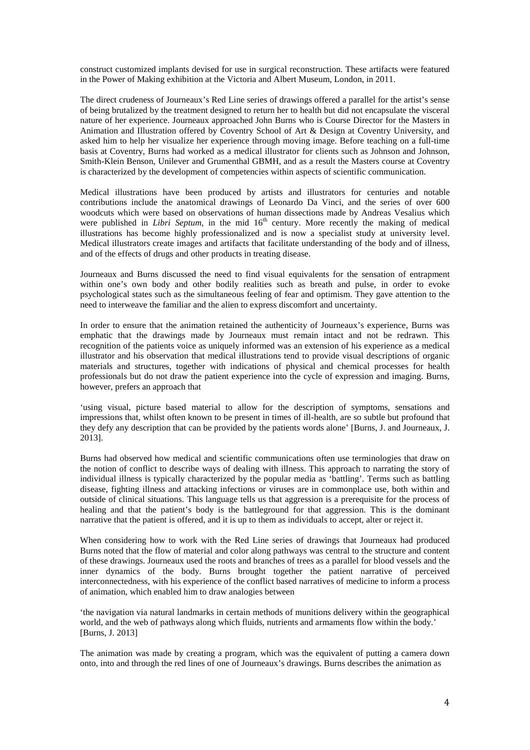construct customized implants devised for use in surgical reconstruction. These artifacts were featured in the Power of Making exhibition at the Victoria and Albert Museum, London, in 2011.

The direct crudeness of Journeaux's Red Line series of drawings offered a parallel for the artist's sense of being brutalized by the treatment designed to return her to health but did not encapsulate the visceral nature of her experience. Journeaux approached John Burns who is Course Director for the Masters in Animation and Illustration offered by Coventry School of Art & Design at Coventry University, and asked him to help her visualize her experience through moving image. Before teaching on a full-time basis at Coventry, Burns had worked as a medical illustrator for clients such as Johnson and Johnson, Smith-Klein Benson, Unilever and Grumenthal GBMH, and as a result the Masters course at Coventry is characterized by the development of competencies within aspects of scientific communication.

Medical illustrations have been produced by artists and illustrators for centuries and notable contributions include the anatomical drawings of Leonardo Da Vinci, and the series of over 600 woodcuts which were based on observations of human dissections made by Andreas Vesalius which were published in *Libri Septum,* in the mid 16th century. More recently the making of medical illustrations has become highly professionalized and is now a specialist study at university level. Medical illustrators create images and artifacts that facilitate understanding of the body and of illness, and of the effects of drugs and other products in treating disease.

Journeaux and Burns discussed the need to find visual equivalents for the sensation of entrapment within one's own body and other bodily realities such as breath and pulse, in order to evoke psychological states such as the simultaneous feeling of fear and optimism. They gave attention to the need to interweave the familiar and the alien to express discomfort and uncertainty.

In order to ensure that the animation retained the authenticity of Journeaux's experience, Burns was emphatic that the drawings made by Journeaux must remain intact and not be redrawn. This recognition of the patients voice as uniquely informed was an extension of his experience as a medical illustrator and his observation that medical illustrations tend to provide visual descriptions of organic materials and structures, together with indications of physical and chemical processes for health professionals but do not draw the patient experience into the cycle of expression and imaging. Burns, however, prefers an approach that

'using visual, picture based material to allow for the description of symptoms, sensations and impressions that, whilst often known to be present in times of ill-health, are so subtle but profound that they defy any description that can be provided by the patients words alone' [Burns, J. and Journeaux, J. 2013].

Burns had observed how medical and scientific communications often use terminologies that draw on the notion of conflict to describe ways of dealing with illness. This approach to narrating the story of individual illness is typically characterized by the popular media as 'battling'. Terms such as battling disease, fighting illness and attacking infections or viruses are in commonplace use, both within and outside of clinical situations. This language tells us that aggression is a prerequisite for the process of healing and that the patient's body is the battleground for that aggression. This is the dominant narrative that the patient is offered, and it is up to them as individuals to accept, alter or reject it.

When considering how to work with the Red Line series of drawings that Journeaux had produced Burns noted that the flow of material and color along pathways was central to the structure and content of these drawings. Journeaux used the roots and branches of trees as a parallel for blood vessels and the inner dynamics of the body. Burns brought together the patient narrative of perceived interconnectedness, with his experience of the conflict based narratives of medicine to inform a process of animation, which enabled him to draw analogies between

'the navigation via natural landmarks in certain methods of munitions delivery within the geographical world, and the web of pathways along which fluids, nutrients and armaments flow within the body.' [Burns, J. 2013]

The animation was made by creating a program, which was the equivalent of putting a camera down onto, into and through the red lines of one of Journeaux's drawings. Burns describes the animation as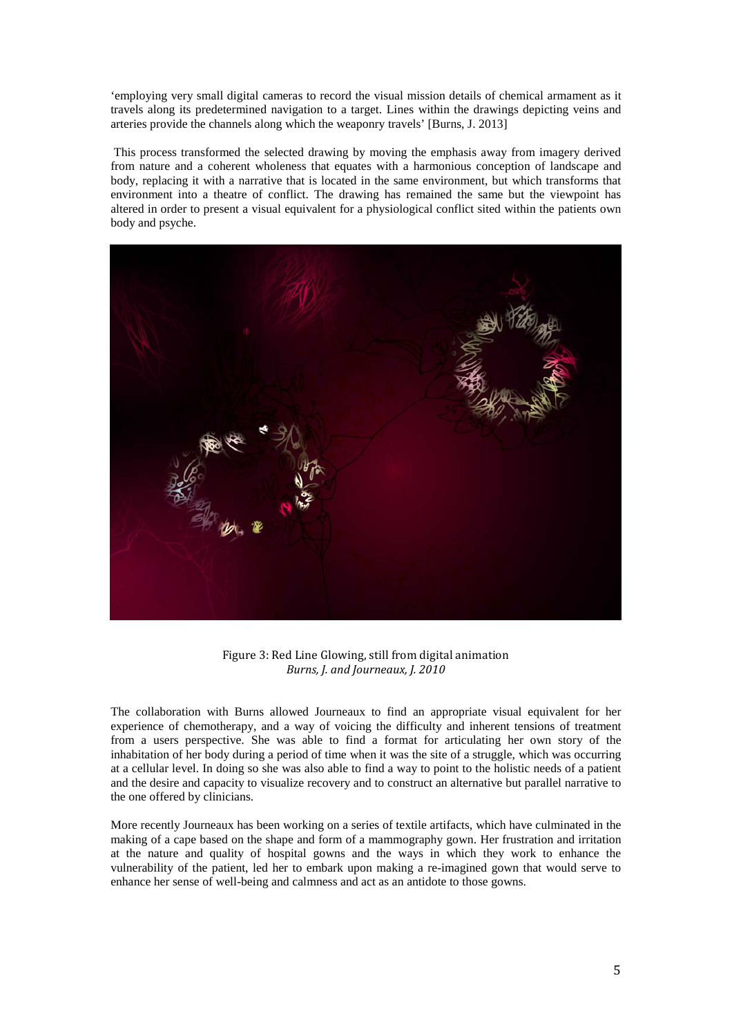'employing very small digital cameras to record the visual mission details of chemical armament as it travels along its predetermined navigation to a target. Lines within the drawings depicting veins and arteries provide the channels along which the weaponry travels' [Burns, J. 2013]

This process transformed the selected drawing by moving the emphasis away from imagery derived from nature and a coherent wholeness that equates with a harmonious conception of landscape and body, replacing it with a narrative that is located in the same environment, but which transforms that environment into a theatre of conflict. The drawing has remained the same but the viewpoint has altered in order to present a visual equivalent for a physiological conflict sited within the patients own body and psyche.

Figure 3: Red Line Glowing, still from digital animation
*Burns, J. and Journeaux, J. 2010*

The collaboration with Burns allowed Journeaux to find an appropriate visual equivalent for her experience of chemotherapy, and a way of voicing the difficulty and inherent tensions of treatment from a users perspective. She was able to find a format for articulating her own story of the inhabitation of her body during a period of time when it was the site of a struggle, which was occurring at a cellular level. In doing so she was also able to find a way to point to the holistic needs of a patient and the desire and capacity to visualize recovery and to construct an alternative but parallel narrative to the one offered by clinicians.

More recently Journeaux has been working on a series of textile artifacts, which have culminated in the making of a cape based on the shape and form of a mammography gown. Her frustration and irritation at the nature and quality of hospital gowns and the ways in which they work to enhance the vulnerability of the patient, led her to embark upon making a re-imagined gown that would serve to enhance her sense of well-being and calmness and act as an antidote to those gowns.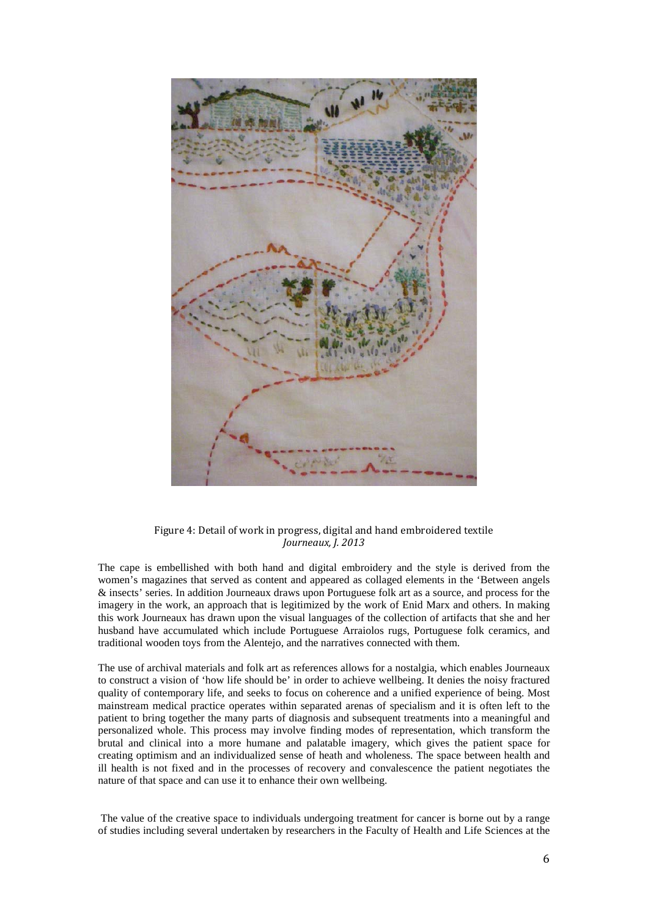Figure 4: Detail of work in progress, digital and hand embroidered textile
*Journeaux, J. 2013*

The cape is embellished with both hand and digital embroidery and the style is derived from the women's magazines that served as content and appeared as collaged elements in the 'Between angels & insects' series. In addition Journeaux draws upon Portuguese folk art as a source, and process for the imagery in the work, an approach that is legitimized by the work of Enid Marx and others. In making this work Journeaux has drawn upon the visual languages of the collection of artifacts that she and her husband have accumulated which include Portuguese Arraiolos rugs, Portuguese folk ceramics, and traditional wooden toys from the Alentejo, and the narratives connected with them.

The use of archival materials and folk art as references allows for a nostalgia, which enables Journeaux to construct a vision of 'how life should be' in order to achieve wellbeing. It denies the noisy fractured quality of contemporary life, and seeks to focus on coherence and a unified experience of being. Most mainstream medical practice operates within separated arenas of specialism and it is often left to the patient to bring together the many parts of diagnosis and subsequent treatments into a meaningful and personalized whole. This process may involve finding modes of representation, which transform the brutal and clinical into a more humane and palatable imagery, which gives the patient space for creating optimism and an individualized sense of heath and wholeness. The space between health and ill health is not fixed and in the processes of recovery and convalescence the patient negotiates the nature of that space and can use it to enhance their own wellbeing.

The value of the creative space to individuals undergoing treatment for cancer is borne out by a range of studies including several undertaken by researchers in the Faculty of Health and Life Sciences at the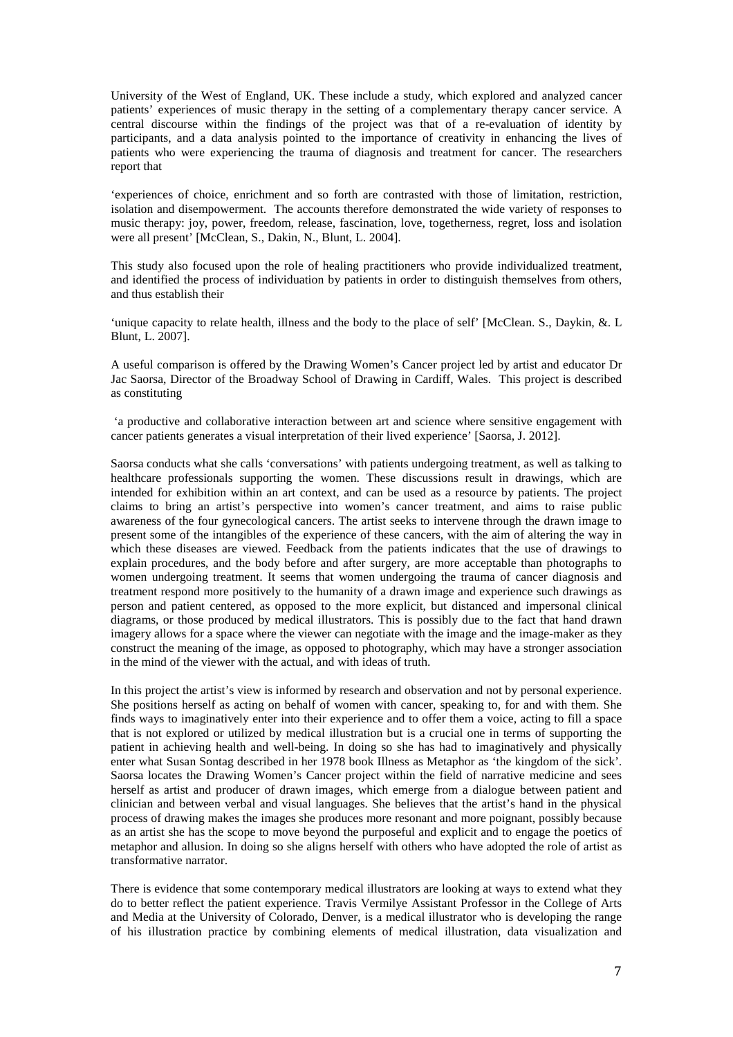University of the West of England, UK. These include a study, which explored and analyzed cancer patients' experiences of music therapy in the setting of a complementary therapy cancer service. A central discourse within the findings of the project was that of a re-evaluation of identity by participants, and a data analysis pointed to the importance of creativity in enhancing the lives of patients who were experiencing the trauma of diagnosis and treatment for cancer. The researchers report that

'experiences of choice, enrichment and so forth are contrasted with those of limitation, restriction, isolation and disempowerment. The accounts therefore demonstrated the wide variety of responses to music therapy: joy, power, freedom, release, fascination, love, togetherness, regret, loss and isolation were all present' [McClean, S., Dakin, N., Blunt, L. 2004].

This study also focused upon the role of healing practitioners who provide individualized treatment, and identified the process of individuation by patients in order to distinguish themselves from others, and thus establish their

'unique capacity to relate health, illness and the body to the place of self' [McClean. S., Daykin, &. L Blunt, L. 2007].

A useful comparison is offered by the Drawing Women's Cancer project led by artist and educator Dr Jac Saorsa, Director of the Broadway School of Drawing in Cardiff, Wales. This project is described as constituting

'a productive and collaborative interaction between art and science where sensitive engagement with cancer patients generates a visual interpretation of their lived experience' [Saorsa, J. 2012].

Saorsa conducts what she calls 'conversations' with patients undergoing treatment, as well as talking to healthcare professionals supporting the women. These discussions result in drawings, which are intended for exhibition within an art context, and can be used as a resource by patients. The project claims to bring an artist's perspective into women's cancer treatment, and aims to raise public awareness of the four gynecological cancers. The artist seeks to intervene through the drawn image to present some of the intangibles of the experience of these cancers, with the aim of altering the way in which these diseases are viewed. Feedback from the patients indicates that the use of drawings to explain procedures, and the body before and after surgery, are more acceptable than photographs to women undergoing treatment. It seems that women undergoing the trauma of cancer diagnosis and treatment respond more positively to the humanity of a drawn image and experience such drawings as person and patient centered, as opposed to the more explicit, but distanced and impersonal clinical diagrams, or those produced by medical illustrators. This is possibly due to the fact that hand drawn imagery allows for a space where the viewer can negotiate with the image and the image-maker as they construct the meaning of the image, as opposed to photography, which may have a stronger association in the mind of the viewer with the actual, and with ideas of truth.

In this project the artist's view is informed by research and observation and not by personal experience. She positions herself as acting on behalf of women with cancer, speaking to, for and with them. She finds ways to imaginatively enter into their experience and to offer them a voice, acting to fill a space that is not explored or utilized by medical illustration but is a crucial one in terms of supporting the patient in achieving health and well-being. In doing so she has had to imaginatively and physically enter what Susan Sontag described in her 1978 book Illness as Metaphor as 'the kingdom of the sick'. Saorsa locates the Drawing Women's Cancer project within the field of narrative medicine and sees herself as artist and producer of drawn images, which emerge from a dialogue between patient and clinician and between verbal and visual languages. She believes that the artist's hand in the physical process of drawing makes the images she produces more resonant and more poignant, possibly because as an artist she has the scope to move beyond the purposeful and explicit and to engage the poetics of metaphor and allusion. In doing so she aligns herself with others who have adopted the role of artist as transformative narrator.

There is evidence that some contemporary medical illustrators are looking at ways to extend what they do to better reflect the patient experience. Travis Vermilye Assistant Professor in the College of Arts and Media at the University of Colorado, Denver, is a medical illustrator who is developing the range of his illustration practice by combining elements of medical illustration, data visualization and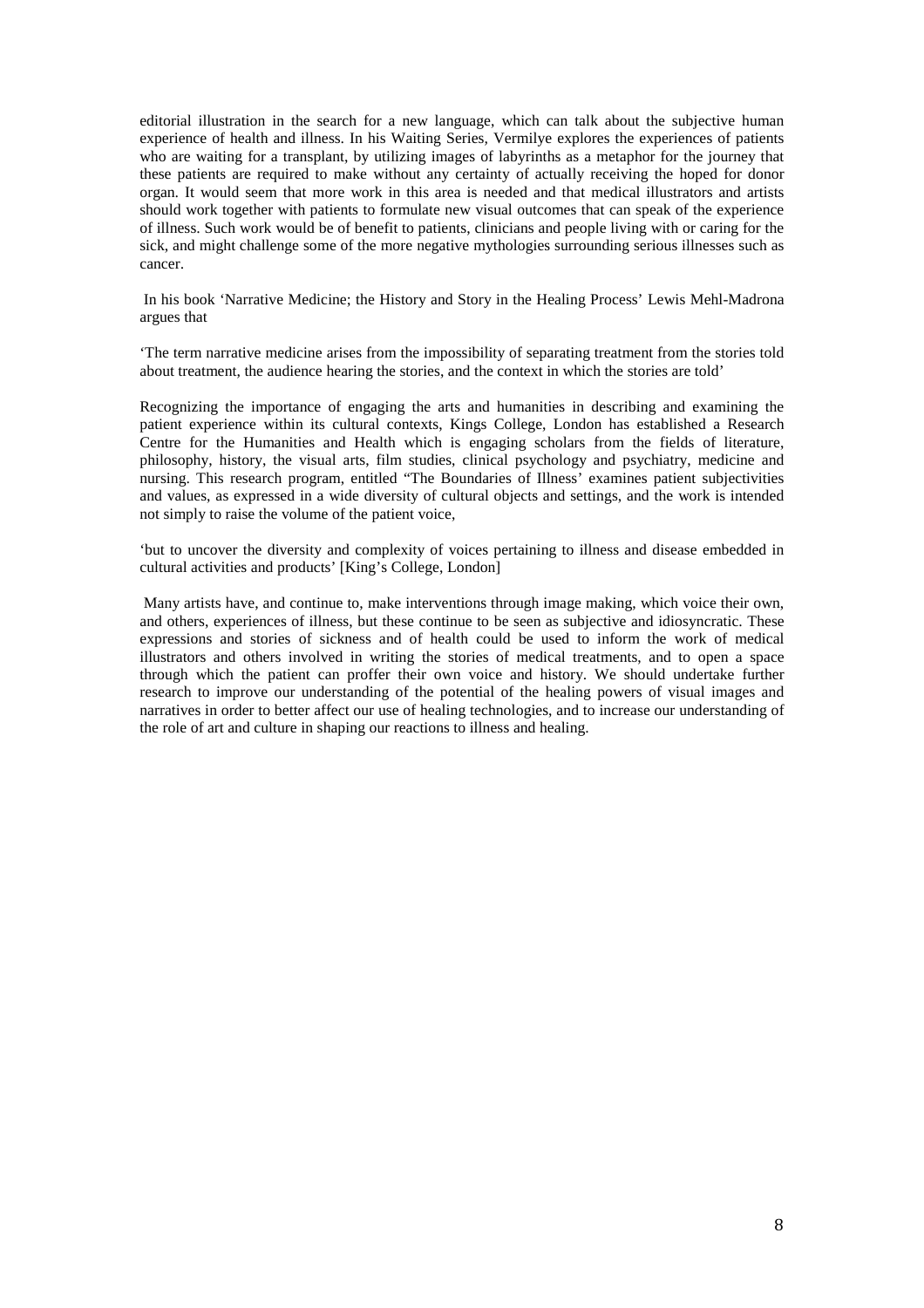editorial illustration in the search for a new language, which can talk about the subjective human experience of health and illness. In his Waiting Series, Vermilye explores the experiences of patients who are waiting for a transplant, by utilizing images of labyrinths as a metaphor for the journey that these patients are required to make without any certainty of actually receiving the hoped for donor organ. It would seem that more work in this area is needed and that medical illustrators and artists should work together with patients to formulate new visual outcomes that can speak of the experience of illness. Such work would be of benefit to patients, clinicians and people living with or caring for the sick, and might challenge some of the more negative mythologies surrounding serious illnesses such as cancer.

In his book 'Narrative Medicine; the History and Story in the Healing Process' Lewis Mehl-Madrona argues that

'The term narrative medicine arises from the impossibility of separating treatment from the stories told about treatment, the audience hearing the stories, and the context in which the stories are told'

Recognizing the importance of engaging the arts and humanities in describing and examining the patient experience within its cultural contexts, Kings College, London has established a Research Centre for the Humanities and Health which is engaging scholars from the fields of literature, philosophy, history, the visual arts, film studies, clinical psychology and psychiatry, medicine and nursing. This research program, entitled "The Boundaries of Illness' examines patient subjectivities and values, as expressed in a wide diversity of cultural objects and settings, and the work is intended not simply to raise the volume of the patient voice,

'but to uncover the diversity and complexity of voices pertaining to illness and disease embedded in cultural activities and products' [King's College, London]

Many artists have, and continue to, make interventions through image making, which voice their own, and others, experiences of illness, but these continue to be seen as subjective and idiosyncratic. These expressions and stories of sickness and of health could be used to inform the work of medical illustrators and others involved in writing the stories of medical treatments, and to open a space through which the patient can proffer their own voice and history. We should undertake further research to improve our understanding of the potential of the healing powers of visual images and narratives in order to better affect our use of healing technologies, and to increase our understanding of the role of art and culture in shaping our reactions to illness and healing.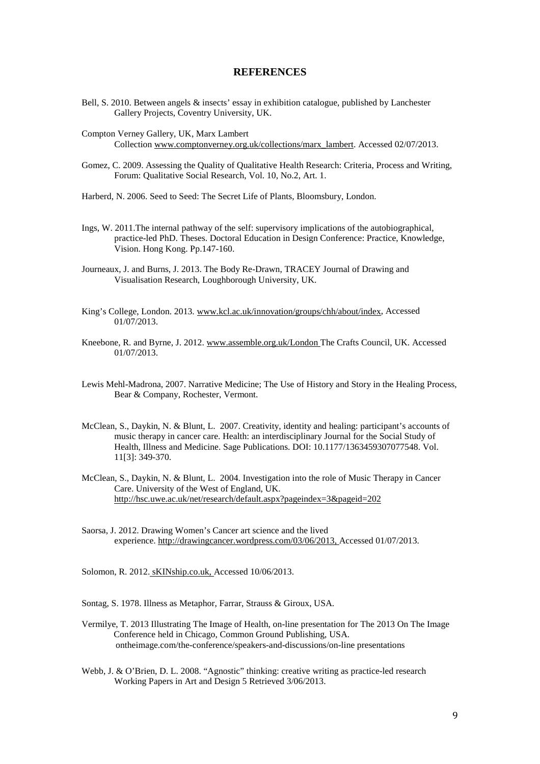## REFERENCES

Bell, S. 2010. Between angels & insects' essay in exhibition catalogue, published by Lanchester Gallery Projects, Coventry University, UK.

Compton Verney Gallery, UK, Marx Lambert Collection www.comptonverney.org.uk/collections/marx_lambert. Accessed 02/07/2013.

Gomez, C. 2009. Assessing the Quality of Qualitative Health Research: Criteria, Process and Writing, Forum: Qualitative Social Research, Vol. 10, No.2, Art. 1.

Harberd, N. 2006. Seed to Seed: The Secret Life of Plants, Bloomsbury, London.

Ings, W. 2011.The internal pathway of the self: supervisory implications of the autobiographical, practice-led PhD. Theses. Doctoral Education in Design Conference: Practice, Knowledge, Vision. Hong Kong. Pp.147-160.

Journeaux, J. and Burns, J. 2013. The Body Re-Drawn, TRACEY Journal of Drawing and Visualisation Research, Loughborough University, UK.

King's College, London. 2013. www.kcl.ac.uk/innovation/groups/chh/about/index, Accessed 01/07/2013.

Kneebone, R. and Byrne, J. 2012. www.assemble.org.uk/London The Crafts Council, UK. Accessed 01/07/2013.

Lewis Mehl-Madrona, 2007. Narrative Medicine; The Use of History and Story in the Healing Process, Bear & Company, Rochester, Vermont.

McClean, S., Daykin, N. & Blunt, L. 2007. Creativity, identity and healing: participant's accounts of music therapy in cancer care. Health: an interdisciplinary Journal for the Social Study of Health, Illness and Medicine. Sage Publications. DOI: 10.1177/1363459307077548. Vol. 11[3]: 349-370.

McClean, S., Daykin, N. & Blunt, L. 2004. Investigation into the role of Music Therapy in Cancer Care. University of the West of England, UK. http://hsc.uwe.ac.uk/net/research/default.aspx?pageindex=3&pageid=202

Saorsa, J. 2012. Drawing Women's Cancer art science and the lived experience. http://drawingcancer.wordpress.com/03/06/2013, Accessed 01/07/2013.

Solomon, R. 2012. sKINship.co.uk, Accessed 10/06/2013.

Sontag, S. 1978. Illness as Metaphor, Farrar, Strauss & Giroux, USA.

Vermilye, T. 2013 Illustrating The Image of Health, on-line presentation for The 2013 On The Image Conference held in Chicago, Common Ground Publishing, USA. ontheimage.com/the-conference/speakers-and-discussions/on-line presentations

Webb, J. & O'Brien, D. L. 2008. "Agnostic" thinking: creative writing as practice-led research Working Papers in Art and Design 5 Retrieved 3/06/2013.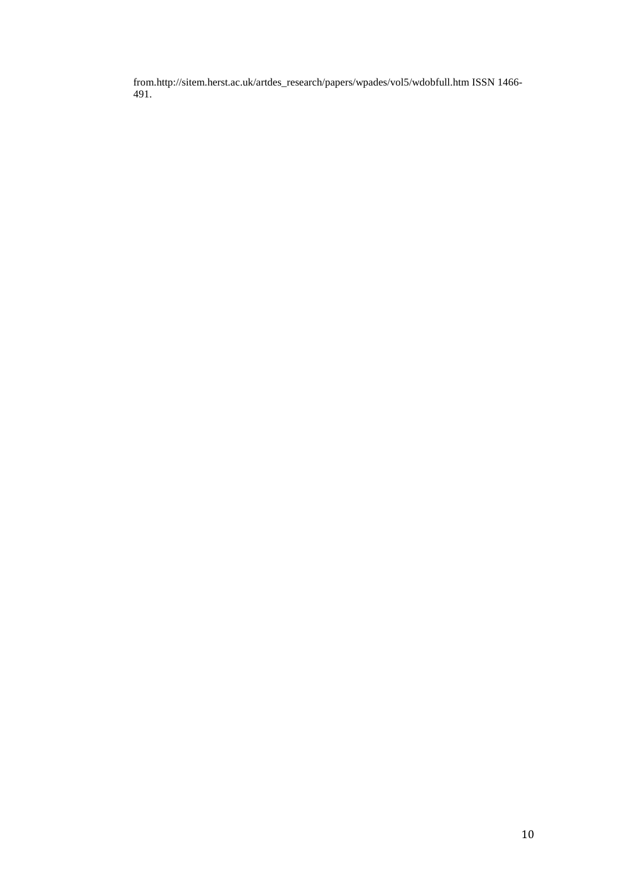from.http://sitem.herst.ac.uk/artdes_research/papers/wpades/vol5/wdobfull.htm ISSN 1466-491.